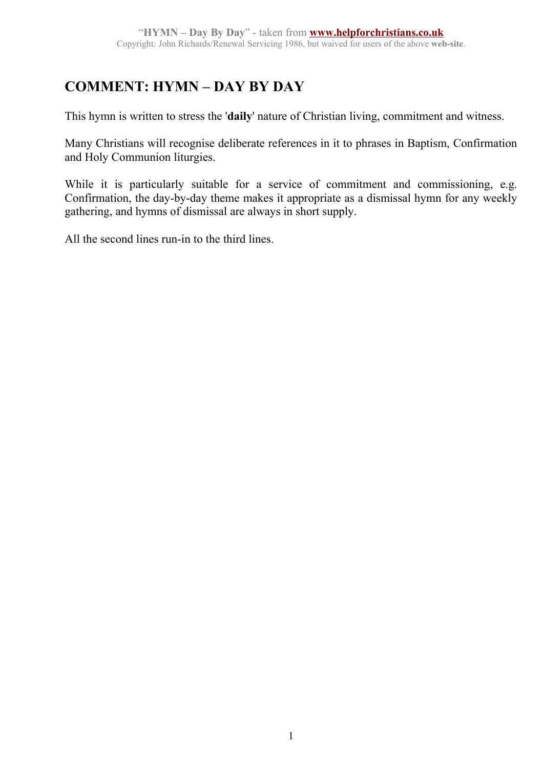# COMMENT: HYMN – DAY BY DAY

This hymn is written to stress the '**daily**' nature of Christian living, commitment and witness.

Many Christians will recognise deliberate references in it to phrases in Baptism, Confirmation and Holy Communion liturgies.

While it is particularly suitable for a service of commitment and commissioning, e.g. Confirmation, the day-by-day theme makes it appropriate as a dismissal hymn for any weekly gathering, and hymns of dismissal are always in short supply.

All the second lines run-in to the third lines.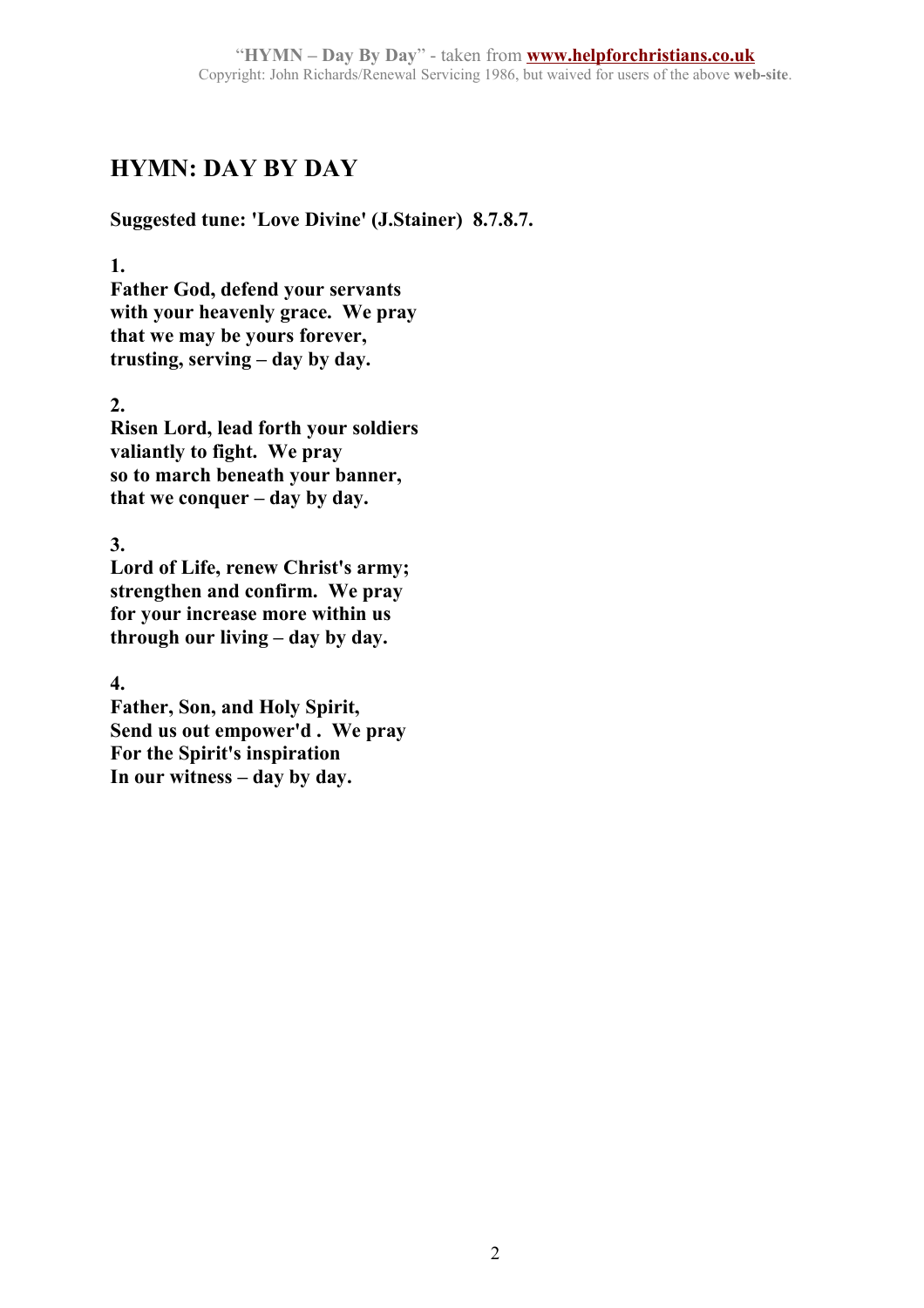# HYMN: DAY BY DAY

**Suggested tune: 'Love Divine' (J.Stainer) 8.7.8.7.**

**1.**
**Father God, defend your servants**
**with your heavenly grace. We pray**
**that we may be yours forever,**
**trusting, serving – day by day.**

**2.**
**Risen Lord, lead forth your soldiers**
**valiantly to fight. We pray**
**so to march beneath your banner,**
**that we conquer – day by day.**

**3.**
**Lord of Life, renew Christ's army;**
**strengthen and confirm. We pray**
**for your increase more within us**
**through our living – day by day.**

**4.**
**Father, Son, and Holy Spirit,**
**Send us out empower'd . We pray**
**For the Spirit's inspiration**
**In our witness – day by day.**